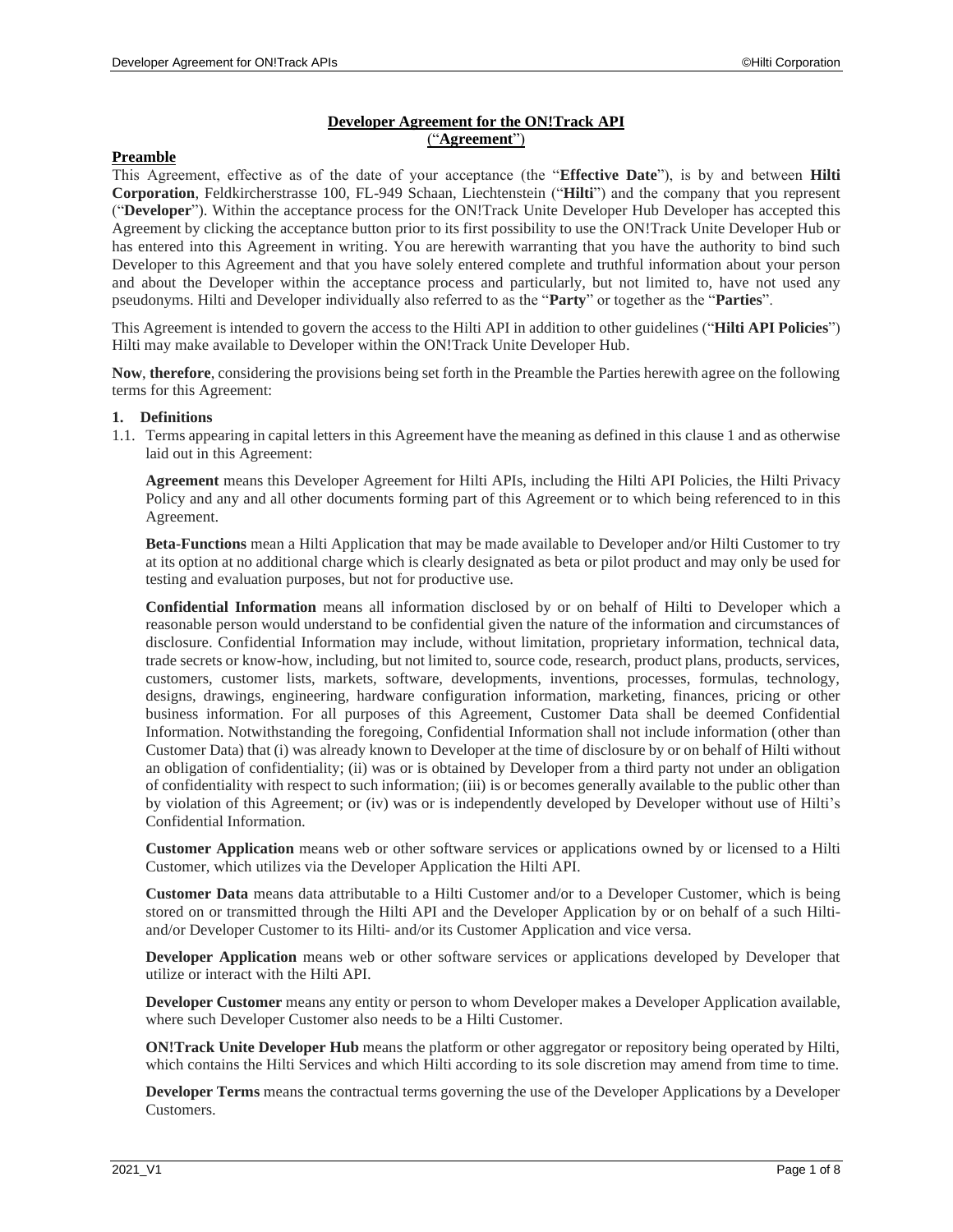# **Developer Agreement for the ON!Track API**

(“**Agreement**”)

## **Preamble**

This Agreement, effective as of the date of your acceptance (the “**Effective Date**”), is by and between **Hilti Corporation**, Feldkircherstrasse 100, FL-949 Schaan, Liechtenstein (“**Hilti**”) and the company that you represent (“**Developer**”). Within the acceptance process for the ON!Track Unite Developer Hub Developer has accepted this Agreement by clicking the acceptance button prior to its first possibility to use the ON!Track Unite Developer Hub or has entered into this Agreement in writing. You are herewith warranting that you have the authority to bind such Developer to this Agreement and that you have solely entered complete and truthful information about your person and about the Developer within the acceptance process and particularly, but not limited to, have not used any pseudonyms. Hilti and Developer individually also referred to as the “**Party**” or together as the “**Parties**”.

This Agreement is intended to govern the access to the Hilti API in addition to other guidelines (“**Hilti API Policies**”) Hilti may make available to Developer within the ON!Track Unite Developer Hub.

**Now**, **therefore**, considering the provisions being set forth in the Preamble the Parties herewith agree on the following terms for this Agreement:

### **1. Definitions**

1.1. Terms appearing in capital letters in this Agreement have the meaning as defined in this clause 1 and as otherwise laid out in this Agreement:

**Agreement** means this Developer Agreement for Hilti APIs, including the Hilti API Policies, the Hilti Privacy Policy and any and all other documents forming part of this Agreement or to which being referenced to in this Agreement.

**Beta-Functions** mean a Hilti Application that may be made available to Developer and/or Hilti Customer to try at its option at no additional charge which is clearly designated as beta or pilot product and may only be used for testing and evaluation purposes, but not for productive use.

**Confidential Information** means all information disclosed by or on behalf of Hilti to Developer which a reasonable person would understand to be confidential given the nature of the information and circumstances of disclosure. Confidential Information may include, without limitation, proprietary information, technical data, trade secrets or know-how, including, but not limited to, source code, research, product plans, products, services, customers, customer lists, markets, software, developments, inventions, processes, formulas, technology, designs, drawings, engineering, hardware configuration information, marketing, finances, pricing or other business information. For all purposes of this Agreement, Customer Data shall be deemed Confidential Information. Notwithstanding the foregoing, Confidential Information shall not include information (other than Customer Data) that (i) was already known to Developer at the time of disclosure by or on behalf of Hilti without an obligation of confidentiality; (ii) was or is obtained by Developer from a third party not under an obligation of confidentiality with respect to such information; (iii) is or becomes generally available to the public other than by violation of this Agreement; or (iv) was or is independently developed by Developer without use of Hilti’s Confidential Information.

**Customer Application** means web or other software services or applications owned by or licensed to a Hilti Customer, which utilizes via the Developer Application the Hilti API.

**Customer Data** means data attributable to a Hilti Customer and/or to a Developer Customer, which is being stored on or transmitted through the Hilti API and the Developer Application by or on behalf of a such Hilti- and/or Developer Customer to its Hilti- and/or its Customer Application and vice versa.

**Developer Application** means web or other software services or applications developed by Developer that utilize or interact with the Hilti API.

**Developer Customer** means any entity or person to whom Developer makes a Developer Application available, where such Developer Customer also needs to be a Hilti Customer.

**ON!Track Unite Developer Hub** means the platform or other aggregator or repository being operated by Hilti, which contains the Hilti Services and which Hilti according to its sole discretion may amend from time to time.

**Developer Terms** means the contractual terms governing the use of the Developer Applications by a Developer Customers.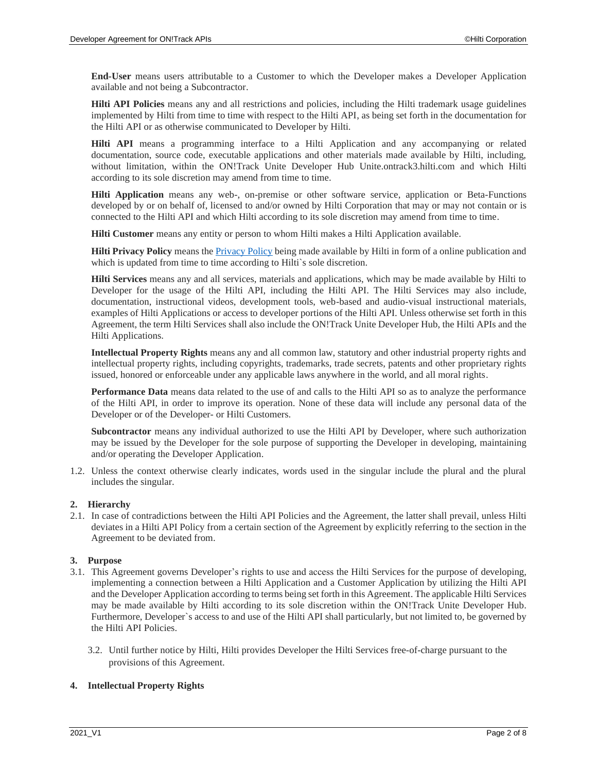**End-User** means users attributable to a Customer to which the Developer makes a Developer Application available and not being a Subcontractor.

**Hilti API Policies** means any and all restrictions and policies, including the Hilti trademark usage guidelines implemented by Hilti from time to time with respect to the Hilti API, as being set forth in the documentation for the Hilti API or as otherwise communicated to Developer by Hilti.

**Hilti API** means a programming interface to a Hilti Application and any accompanying or related documentation, source code, executable applications and other materials made available by Hilti, including, without limitation, within the ON!Track Unite Developer Hub Unite.ontrack3.hilti.com and which Hilti according to its sole discretion may amend from time to time.

**Hilti Application** means any web-, on-premise or other software service, application or Beta-Functions developed by or on behalf of, licensed to and/or owned by Hilti Corporation that may or may not contain or is connected to the Hilti API and which Hilti according to its sole discretion may amend from time to time.

**Hilti Customer** means any entity or person to whom Hilti makes a Hilti Application available.

**Hilti Privacy Policy** means the Privacy Policy being made available by Hilti in form of a online publication and which is updated from time to time according to Hilti`s sole discretion.

**Hilti Services** means any and all services, materials and applications, which may be made available by Hilti to Developer for the usage of the Hilti API, including the Hilti API. The Hilti Services may also include, documentation, instructional videos, development tools, web-based and audio-visual instructional materials, examples of Hilti Applications or access to developer portions of the Hilti API. Unless otherwise set forth in this Agreement, the term Hilti Services shall also include the ON!Track Unite Developer Hub, the Hilti APIs and the Hilti Applications.

**Intellectual Property Rights** means any and all common law, statutory and other industrial property rights and intellectual property rights, including copyrights, trademarks, trade secrets, patents and other proprietary rights issued, honored or enforceable under any applicable laws anywhere in the world, and all moral rights.

**Performance Data** means data related to the use of and calls to the Hilti API so as to analyze the performance of the Hilti API, in order to improve its operation. None of these data will include any personal data of the Developer or of the Developer- or Hilti Customers.

**Subcontractor** means any individual authorized to use the Hilti API by Developer, where such authorization may be issued by the Developer for the sole purpose of supporting the Developer in developing, maintaining and/or operating the Developer Application.

1.2. Unless the context otherwise clearly indicates, words used in the singular include the plural and the plural includes the singular.

**2. Hierarchy**

2.1. In case of contradictions between the Hilti API Policies and the Agreement, the latter shall prevail, unless Hilti deviates in a Hilti API Policy from a certain section of the Agreement by explicitly referring to the section in the Agreement to be deviated from.

**3. Purpose**

3.1. This Agreement governs Developer's rights to use and access the Hilti Services for the purpose of developing, implementing a connection between a Hilti Application and a Customer Application by utilizing the Hilti API and the Developer Application according to terms being set forth in this Agreement. The applicable Hilti Services may be made available by Hilti according to its sole discretion within the ON!Track Unite Developer Hub. Furthermore, Developer`s access to and use of the Hilti API shall particularly, but not limited to, be governed by the Hilti API Policies.

3.2. Until further notice by Hilti, Hilti provides Developer the Hilti Services free-of-charge pursuant to the provisions of this Agreement.

**4. Intellectual Property Rights**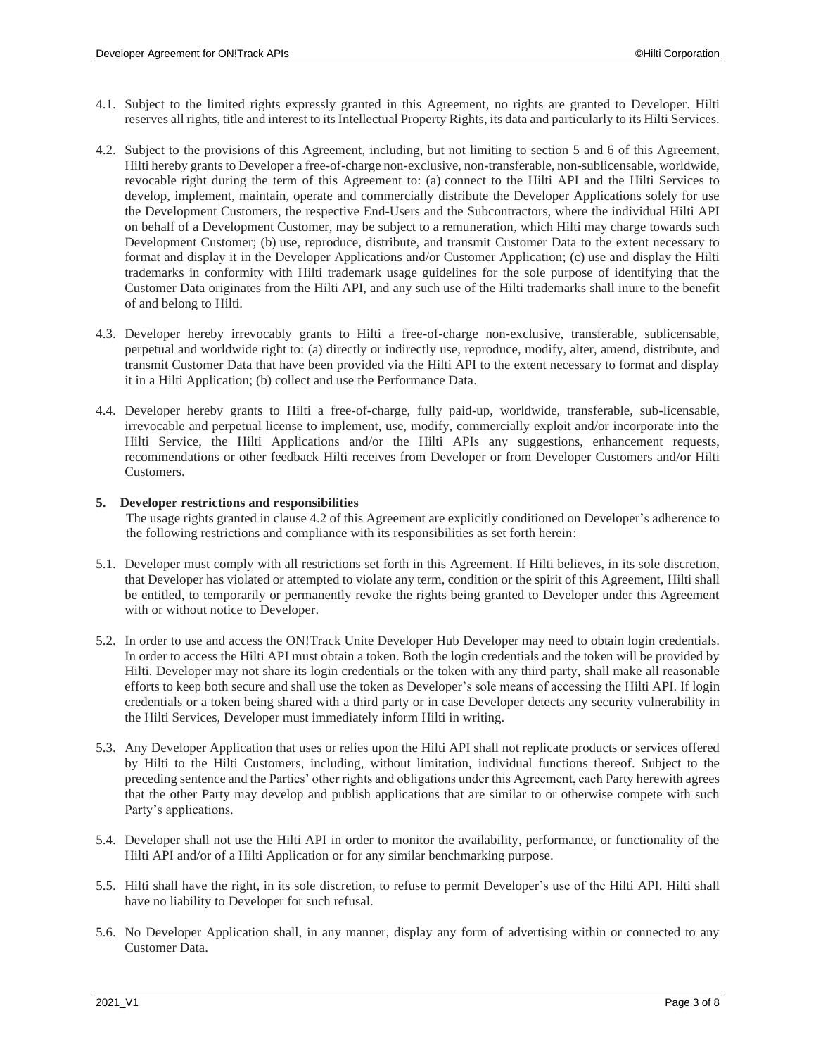4.1. Subject to the limited rights expressly granted in this Agreement, no rights are granted to Developer. Hilti reserves all rights, title and interest to its Intellectual Property Rights, its data and particularly to its Hilti Services.

4.2. Subject to the provisions of this Agreement, including, but not limiting to section 5 and 6 of this Agreement, Hilti hereby grants to Developer a free-of-charge non-exclusive, non-transferable, non-sublicensable, worldwide, revocable right during the term of this Agreement to: (a) connect to the Hilti API and the Hilti Services to develop, implement, maintain, operate and commercially distribute the Developer Applications solely for use the Development Customers, the respective End-Users and the Subcontractors, where the individual Hilti API on behalf of a Development Customer, may be subject to a remuneration, which Hilti may charge towards such Development Customer; (b) use, reproduce, distribute, and transmit Customer Data to the extent necessary to format and display it in the Developer Applications and/or Customer Application; (c) use and display the Hilti trademarks in conformity with Hilti trademark usage guidelines for the sole purpose of identifying that the Customer Data originates from the Hilti API, and any such use of the Hilti trademarks shall inure to the benefit of and belong to Hilti.

4.3. Developer hereby irrevocably grants to Hilti a free-of-charge non-exclusive, transferable, sublicensable, perpetual and worldwide right to: (a) directly or indirectly use, reproduce, modify, alter, amend, distribute, and transmit Customer Data that have been provided via the Hilti API to the extent necessary to format and display it in a Hilti Application; (b) collect and use the Performance Data.

4.4. Developer hereby grants to Hilti a free-of-charge, fully paid-up, worldwide, transferable, sub-licensable, irrevocable and perpetual license to implement, use, modify, commercially exploit and/or incorporate into the Hilti Service, the Hilti Applications and/or the Hilti APIs any suggestions, enhancement requests, recommendations or other feedback Hilti receives from Developer or from Developer Customers and/or Hilti Customers.

**5. Developer restrictions and responsibilities**

The usage rights granted in clause 4.2 of this Agreement are explicitly conditioned on Developer's adherence to the following restrictions and compliance with its responsibilities as set forth herein:

5.1. Developer must comply with all restrictions set forth in this Agreement. If Hilti believes, in its sole discretion, that Developer has violated or attempted to violate any term, condition or the spirit of this Agreement, Hilti shall be entitled, to temporarily or permanently revoke the rights being granted to Developer under this Agreement with or without notice to Developer.

5.2. In order to use and access the ON!Track Unite Developer Hub Developer may need to obtain login credentials. In order to access the Hilti API must obtain a token. Both the login credentials and the token will be provided by Hilti. Developer may not share its login credentials or the token with any third party, shall make all reasonable efforts to keep both secure and shall use the token as Developer's sole means of accessing the Hilti API. If login credentials or a token being shared with a third party or in case Developer detects any security vulnerability in the Hilti Services, Developer must immediately inform Hilti in writing.

5.3. Any Developer Application that uses or relies upon the Hilti API shall not replicate products or services offered by Hilti to the Hilti Customers, including, without limitation, individual functions thereof. Subject to the preceding sentence and the Parties' other rights and obligations under this Agreement, each Party herewith agrees that the other Party may develop and publish applications that are similar to or otherwise compete with such Party's applications.

5.4. Developer shall not use the Hilti API in order to monitor the availability, performance, or functionality of the Hilti API and/or of a Hilti Application or for any similar benchmarking purpose.

5.5. Hilti shall have the right, in its sole discretion, to refuse to permit Developer's use of the Hilti API. Hilti shall have no liability to Developer for such refusal.

5.6. No Developer Application shall, in any manner, display any form of advertising within or connected to any Customer Data.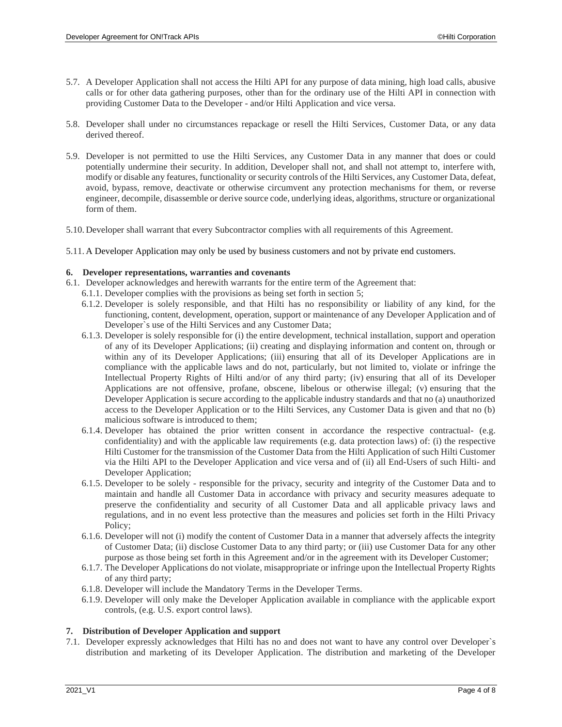5.7. A Developer Application shall not access the Hilti API for any purpose of data mining, high load calls, abusive calls or for other data gathering purposes, other than for the ordinary use of the Hilti API in connection with providing Customer Data to the Developer - and/or Hilti Application and vice versa.

5.8. Developer shall under no circumstances repackage or resell the Hilti Services, Customer Data, or any data derived thereof.

5.9. Developer is not permitted to use the Hilti Services, any Customer Data in any manner that does or could potentially undermine their security. In addition, Developer shall not, and shall not attempt to, interfere with, modify or disable any features, functionality or security controls of the Hilti Services, any Customer Data, defeat, avoid, bypass, remove, deactivate or otherwise circumvent any protection mechanisms for them, or reverse engineer, decompile, disassemble or derive source code, underlying ideas, algorithms, structure or organizational form of them.

5.10. Developer shall warrant that every Subcontractor complies with all requirements of this Agreement.

5.11. A Developer Application may only be used by business customers and not by private end customers.

## 6. Developer representations, warranties and covenants

6.1. Developer acknowledges and herewith warrants for the entire term of the Agreement that:

- 6.1.1. Developer complies with the provisions as being set forth in section 5;
- 6.1.2. Developer is solely responsible, and that Hilti has no responsibility or liability of any kind, for the functioning, content, development, operation, support or maintenance of any Developer Application and of Developer`s use of the Hilti Services and any Customer Data;
- 6.1.3. Developer is solely responsible for (i) the entire development, technical installation, support and operation of any of its Developer Applications; (ii) creating and displaying information and content on, through or within any of its Developer Applications; (iii) ensuring that all of its Developer Applications are in compliance with the applicable laws and do not, particularly, but not limited to, violate or infringe the Intellectual Property Rights of Hilti and/or of any third party; (iv) ensuring that all of its Developer Applications are not offensive, profane, obscene, libelous or otherwise illegal; (v) ensuring that the Developer Application is secure according to the applicable industry standards and that no (a) unauthorized access to the Developer Application or to the Hilti Services, any Customer Data is given and that no (b) malicious software is introduced to them;
- 6.1.4. Developer has obtained the prior written consent in accordance the respective contractual- (e.g. confidentiality) and with the applicable law requirements (e.g. data protection laws) of: (i) the respective Hilti Customer for the transmission of the Customer Data from the Hilti Application of such Hilti Customer via the Hilti API to the Developer Application and vice versa and of (ii) all End-Users of such Hilti- and Developer Application;
- 6.1.5. Developer to be solely - responsible for the privacy, security and integrity of the Customer Data and to maintain and handle all Customer Data in accordance with privacy and security measures adequate to preserve the confidentiality and security of all Customer Data and all applicable privacy laws and regulations, and in no event less protective than the measures and policies set forth in the Hilti Privacy Policy;
- 6.1.6. Developer will not (i) modify the content of Customer Data in a manner that adversely affects the integrity of Customer Data; (ii) disclose Customer Data to any third party; or (iii) use Customer Data for any other purpose as those being set forth in this Agreement and/or in the agreement with its Developer Customer;
- 6.1.7. The Developer Applications do not violate, misappropriate or infringe upon the Intellectual Property Rights of any third party;
- 6.1.8. Developer will include the Mandatory Terms in the Developer Terms.
- 6.1.9. Developer will only make the Developer Application available in compliance with the applicable export controls, (e.g. U.S. export control laws).

## 7. Distribution of Developer Application and support

7.1. Developer expressly acknowledges that Hilti has no and does not want to have any control over Developer`s distribution and marketing of its Developer Application. The distribution and marketing of the Developer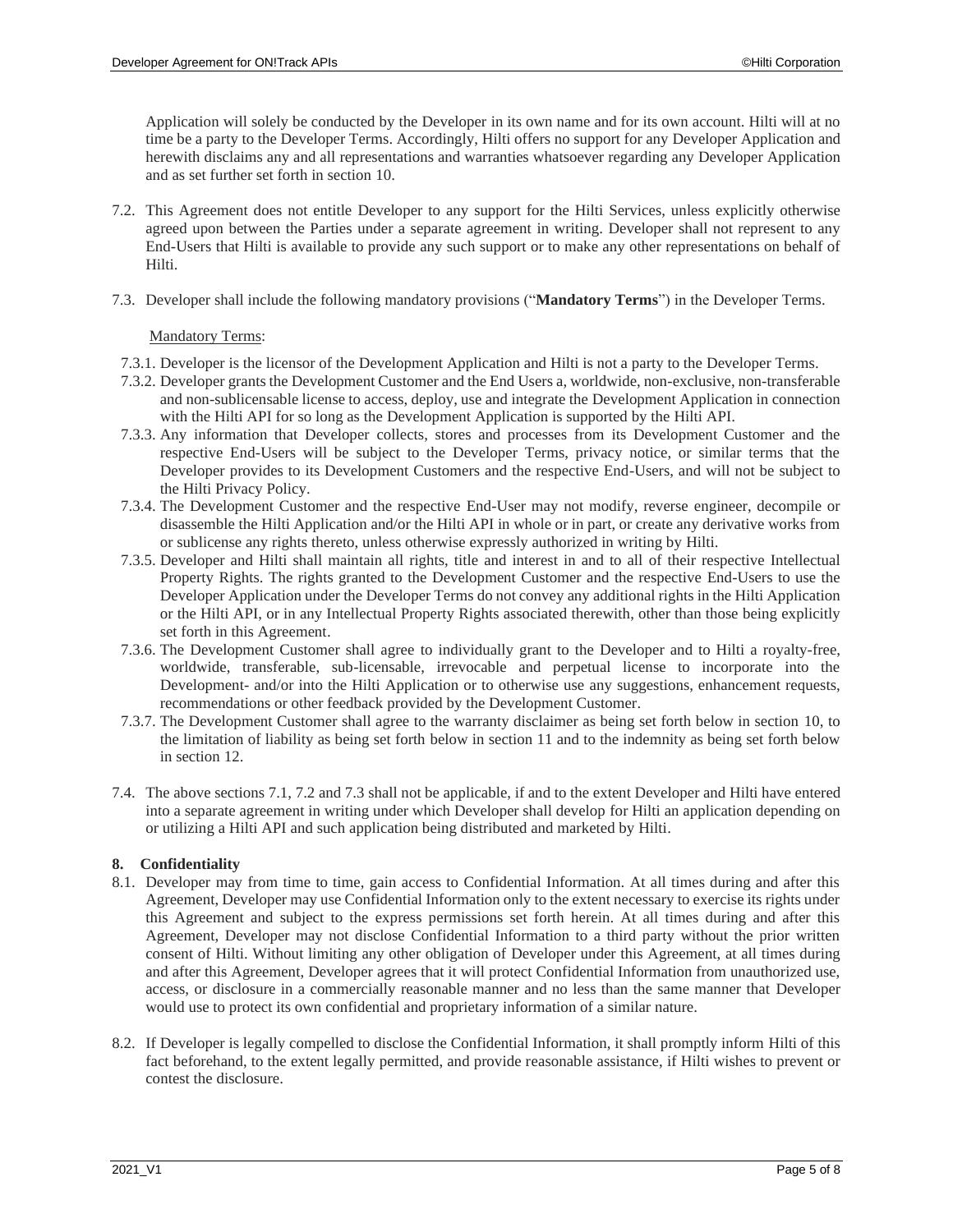Application will solely be conducted by the Developer in its own name and for its own account. Hilti will at no time be a party to the Developer Terms. Accordingly, Hilti offers no support for any Developer Application and herewith disclaims any and all representations and warranties whatsoever regarding any Developer Application and as set further set forth in section 10.

7.2. This Agreement does not entitle Developer to any support for the Hilti Services, unless explicitly otherwise agreed upon between the Parties under a separate agreement in writing. Developer shall not represent to any End-Users that Hilti is available to provide any such support or to make any other representations on behalf of Hilti.

7.3. Developer shall include the following mandatory provisions ("**Mandatory Terms**") in the Developer Terms.

Mandatory Terms:

7.3.1. Developer is the licensor of the Development Application and Hilti is not a party to the Developer Terms.

7.3.2. Developer grants the Development Customer and the End Users a, worldwide, non-exclusive, non-transferable and non-sublicensable license to access, deploy, use and integrate the Development Application in connection with the Hilti API for so long as the Development Application is supported by the Hilti API.

7.3.3. Any information that Developer collects, stores and processes from its Development Customer and the respective End-Users will be subject to the Developer Terms, privacy notice, or similar terms that the Developer provides to its Development Customers and the respective End-Users, and will not be subject to the Hilti Privacy Policy.

7.3.4. The Development Customer and the respective End-User may not modify, reverse engineer, decompile or disassemble the Hilti Application and/or the Hilti API in whole or in part, or create any derivative works from or sublicense any rights thereto, unless otherwise expressly authorized in writing by Hilti.

7.3.5. Developer and Hilti shall maintain all rights, title and interest in and to all of their respective Intellectual Property Rights. The rights granted to the Development Customer and the respective End-Users to use the Developer Application under the Developer Terms do not convey any additional rights in the Hilti Application or the Hilti API, or in any Intellectual Property Rights associated therewith, other than those being explicitly set forth in this Agreement.

7.3.6. The Development Customer shall agree to individually grant to the Developer and to Hilti a royalty-free, worldwide, transferable, sub-licensable, irrevocable and perpetual license to incorporate into the Development- and/or into the Hilti Application or to otherwise use any suggestions, enhancement requests, recommendations or other feedback provided by the Development Customer.

7.3.7. The Development Customer shall agree to the warranty disclaimer as being set forth below in section 10, to the limitation of liability as being set forth below in section 11 and to the indemnity as being set forth below in section 12.

7.4. The above sections 7.1, 7.2 and 7.3 shall not be applicable, if and to the extent Developer and Hilti have entered into a separate agreement in writing under which Developer shall develop for Hilti an application depending on or utilizing a Hilti API and such application being distributed and marketed by Hilti.

## 8. Confidentiality

8.1. Developer may from time to time, gain access to Confidential Information. At all times during and after this Agreement, Developer may use Confidential Information only to the extent necessary to exercise its rights under this Agreement and subject to the express permissions set forth herein. At all times during and after this Agreement, Developer may not disclose Confidential Information to a third party without the prior written consent of Hilti. Without limiting any other obligation of Developer under this Agreement, at all times during and after this Agreement, Developer agrees that it will protect Confidential Information from unauthorized use, access, or disclosure in a commercially reasonable manner and no less than the same manner that Developer would use to protect its own confidential and proprietary information of a similar nature.

8.2. If Developer is legally compelled to disclose the Confidential Information, it shall promptly inform Hilti of this fact beforehand, to the extent legally permitted, and provide reasonable assistance, if Hilti wishes to prevent or contest the disclosure.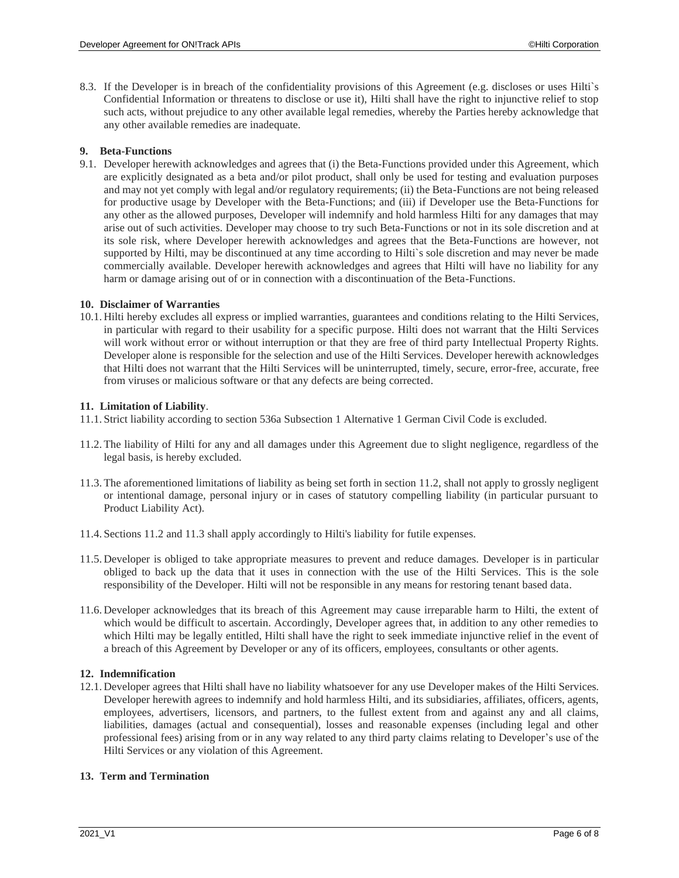8.3. If the Developer is in breach of the confidentiality provisions of this Agreement (e.g. discloses or uses Hilti`s Confidential Information or threatens to disclose or use it), Hilti shall have the right to injunctive relief to stop such acts, without prejudice to any other available legal remedies, whereby the Parties hereby acknowledge that any other available remedies are inadequate.

## 9. Beta-Functions

9.1. Developer herewith acknowledges and agrees that (i) the Beta-Functions provided under this Agreement, which are explicitly designated as a beta and/or pilot product, shall only be used for testing and evaluation purposes and may not yet comply with legal and/or regulatory requirements; (ii) the Beta-Functions are not being released for productive usage by Developer with the Beta-Functions; and (iii) if Developer use the Beta-Functions for any other as the allowed purposes, Developer will indemnify and hold harmless Hilti for any damages that may arise out of such activities. Developer may choose to try such Beta-Functions or not in its sole discretion and at its sole risk, where Developer herewith acknowledges and agrees that the Beta-Functions are however, not supported by Hilti, may be discontinued at any time according to Hilti`s sole discretion and may never be made commercially available. Developer herewith acknowledges and agrees that Hilti will have no liability for any harm or damage arising out of or in connection with a discontinuation of the Beta-Functions.

## 10. Disclaimer of Warranties

10.1. Hilti hereby excludes all express or implied warranties, guarantees and conditions relating to the Hilti Services, in particular with regard to their usability for a specific purpose. Hilti does not warrant that the Hilti Services will work without error or without interruption or that they are free of third party Intellectual Property Rights. Developer alone is responsible for the selection and use of the Hilti Services. Developer herewith acknowledges that Hilti does not warrant that the Hilti Services will be uninterrupted, timely, secure, error-free, accurate, free from viruses or malicious software or that any defects are being corrected.

## 11. Limitation of Liability.

11.1. Strict liability according to section 536a Subsection 1 Alternative 1 German Civil Code is excluded.

11.2. The liability of Hilti for any and all damages under this Agreement due to slight negligence, regardless of the legal basis, is hereby excluded.

11.3. The aforementioned limitations of liability as being set forth in section 11.2, shall not apply to grossly negligent or intentional damage, personal injury or in cases of statutory compelling liability (in particular pursuant to Product Liability Act).

11.4. Sections 11.2 and 11.3 shall apply accordingly to Hilti's liability for futile expenses.

11.5. Developer is obliged to take appropriate measures to prevent and reduce damages. Developer is in particular obliged to back up the data that it uses in connection with the use of the Hilti Services. This is the sole responsibility of the Developer. Hilti will not be responsible in any means for restoring tenant based data.

11.6. Developer acknowledges that its breach of this Agreement may cause irreparable harm to Hilti, the extent of which would be difficult to ascertain. Accordingly, Developer agrees that, in addition to any other remedies to which Hilti may be legally entitled, Hilti shall have the right to seek immediate injunctive relief in the event of a breach of this Agreement by Developer or any of its officers, employees, consultants or other agents.

## 12. Indemnification

12.1. Developer agrees that Hilti shall have no liability whatsoever for any use Developer makes of the Hilti Services. Developer herewith agrees to indemnify and hold harmless Hilti, and its subsidiaries, affiliates, officers, agents, employees, advertisers, licensors, and partners, to the fullest extent from and against any and all claims, liabilities, damages (actual and consequential), losses and reasonable expenses (including legal and other professional fees) arising from or in any way related to any third party claims relating to Developer's use of the Hilti Services or any violation of this Agreement.

## 13. Term and Termination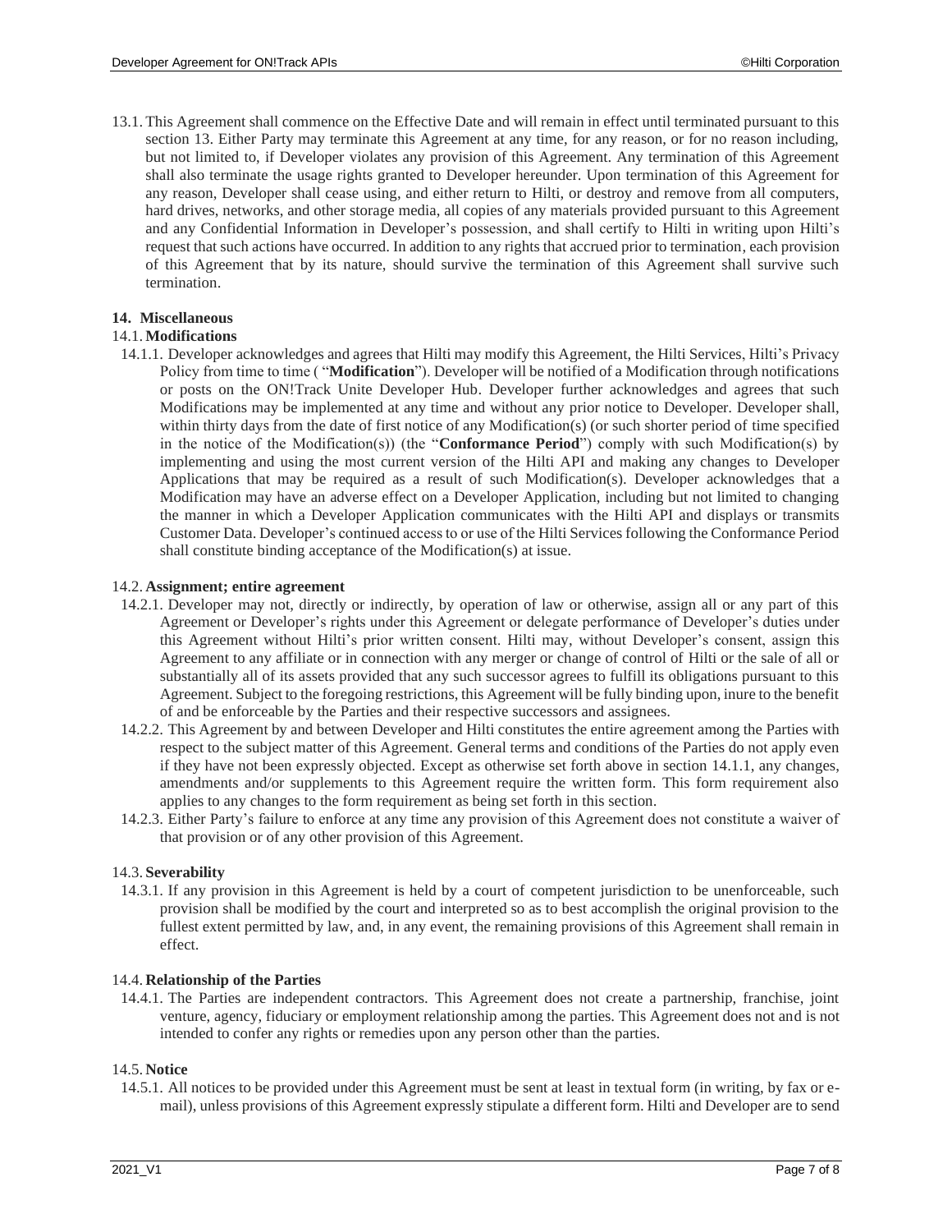13.1. This Agreement shall commence on the Effective Date and will remain in effect until terminated pursuant to this section 13. Either Party may terminate this Agreement at any time, for any reason, or for no reason including, but not limited to, if Developer violates any provision of this Agreement. Any termination of this Agreement shall also terminate the usage rights granted to Developer hereunder. Upon termination of this Agreement for any reason, Developer shall cease using, and either return to Hilti, or destroy and remove from all computers, hard drives, networks, and other storage media, all copies of any materials provided pursuant to this Agreement and any Confidential Information in Developer's possession, and shall certify to Hilti in writing upon Hilti's request that such actions have occurred. In addition to any rights that accrued prior to termination, each provision of this Agreement that by its nature, should survive the termination of this Agreement shall survive such termination.

## 14. Miscellaneous

### 14.1. Modifications

14.1.1. Developer acknowledges and agrees that Hilti may modify this Agreement, the Hilti Services, Hilti's Privacy Policy from time to time ( "**Modification**"). Developer will be notified of a Modification through notifications or posts on the ON!Track Unite Developer Hub. Developer further acknowledges and agrees that such Modifications may be implemented at any time and without any prior notice to Developer. Developer shall, within thirty days from the date of first notice of any Modification(s) (or such shorter period of time specified in the notice of the Modification(s)) (the "**Conformance Period**") comply with such Modification(s) by implementing and using the most current version of the Hilti API and making any changes to Developer Applications that may be required as a result of such Modification(s). Developer acknowledges that a Modification may have an adverse effect on a Developer Application, including but not limited to changing the manner in which a Developer Application communicates with the Hilti API and displays or transmits Customer Data. Developer's continued access to or use of the Hilti Services following the Conformance Period shall constitute binding acceptance of the Modification(s) at issue.

### 14.2. Assignment; entire agreement

14.2.1. Developer may not, directly or indirectly, by operation of law or otherwise, assign all or any part of this Agreement or Developer's rights under this Agreement or delegate performance of Developer's duties under this Agreement without Hilti's prior written consent. Hilti may, without Developer's consent, assign this Agreement to any affiliate or in connection with any merger or change of control of Hilti or the sale of all or substantially all of its assets provided that any such successor agrees to fulfill its obligations pursuant to this Agreement. Subject to the foregoing restrictions, this Agreement will be fully binding upon, inure to the benefit of and be enforceable by the Parties and their respective successors and assignees.

14.2.2. This Agreement by and between Developer and Hilti constitutes the entire agreement among the Parties with respect to the subject matter of this Agreement. General terms and conditions of the Parties do not apply even if they have not been expressly objected. Except as otherwise set forth above in section 14.1.1, any changes, amendments and/or supplements to this Agreement require the written form. This form requirement also applies to any changes to the form requirement as being set forth in this section.

14.2.3. Either Party's failure to enforce at any time any provision of this Agreement does not constitute a waiver of that provision or of any other provision of this Agreement.

### 14.3. Severability

14.3.1. If any provision in this Agreement is held by a court of competent jurisdiction to be unenforceable, such provision shall be modified by the court and interpreted so as to best accomplish the original provision to the fullest extent permitted by law, and, in any event, the remaining provisions of this Agreement shall remain in effect.

### 14.4. Relationship of the Parties

14.4.1. The Parties are independent contractors. This Agreement does not create a partnership, franchise, joint venture, agency, fiduciary or employment relationship among the parties. This Agreement does not and is not intended to confer any rights or remedies upon any person other than the parties.

### 14.5. Notice

14.5.1. All notices to be provided under this Agreement must be sent at least in textual form (in writing, by fax or e-mail), unless provisions of this Agreement expressly stipulate a different form. Hilti and Developer are to send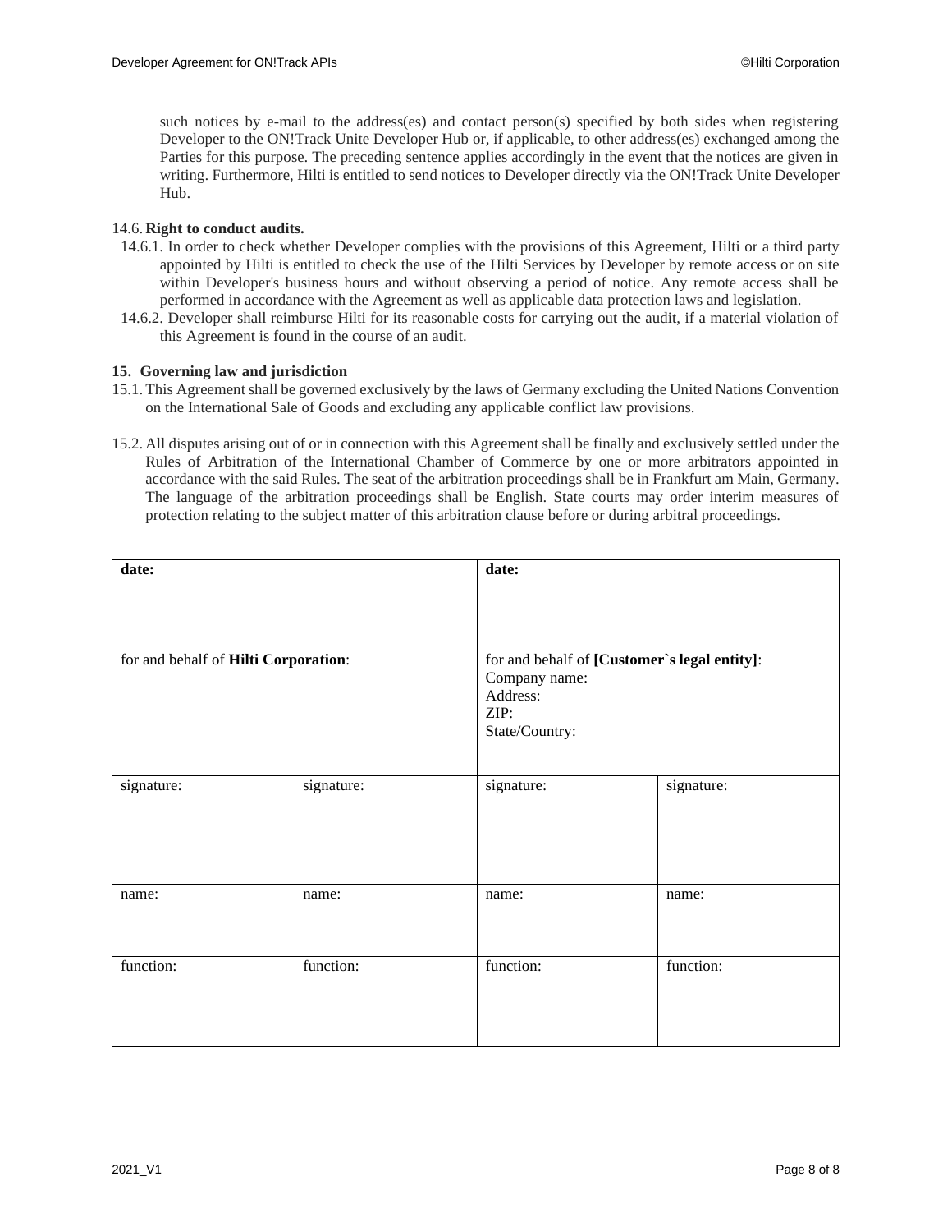such notices by e-mail to the address(es) and contact person(s) specified by both sides when registering Developer to the ON!Track Unite Developer Hub or, if applicable, to other address(es) exchanged among the Parties for this purpose. The preceding sentence applies accordingly in the event that the notices are given in writing. Furthermore, Hilti is entitled to send notices to Developer directly via the ON!Track Unite Developer Hub.

14.6. **Right to conduct audits.**

14.6.1. In order to check whether Developer complies with the provisions of this Agreement, Hilti or a third party appointed by Hilti is entitled to check the use of the Hilti Services by Developer by remote access or on site within Developer's business hours and without observing a period of notice. Any remote access shall be performed in accordance with the Agreement as well as applicable data protection laws and legislation.

14.6.2. Developer shall reimburse Hilti for its reasonable costs for carrying out the audit, if a material violation of this Agreement is found in the course of an audit.

## 15. Governing law and jurisdiction

15.1. This Agreement shall be governed exclusively by the laws of Germany excluding the United Nations Convention on the International Sale of Goods and excluding any applicable conflict law provisions.

15.2. All disputes arising out of or in connection with this Agreement shall be finally and exclusively settled under the Rules of Arbitration of the International Chamber of Commerce by one or more arbitrators appointed in accordance with the said Rules. The seat of the arbitration proceedings shall be in Frankfurt am Main, Germany. The language of the arbitration proceedings shall be English. State courts may order interim measures of protection relating to the subject matter of this arbitration clause before or during arbitral proceedings.

| | | | |
|---|---|---|---|
| **date:** | | **date:** | |
| for and behalf of **Hilti Corporation**: | | for and behalf of **[Customer`s legal entity]**:<br>Company name:<br>Address:<br>ZIP:<br>State/Country: | |
| signature: | signature: | signature: | signature: |
| name: | name: | name: | name: |
| function: | function: | function: | function: |